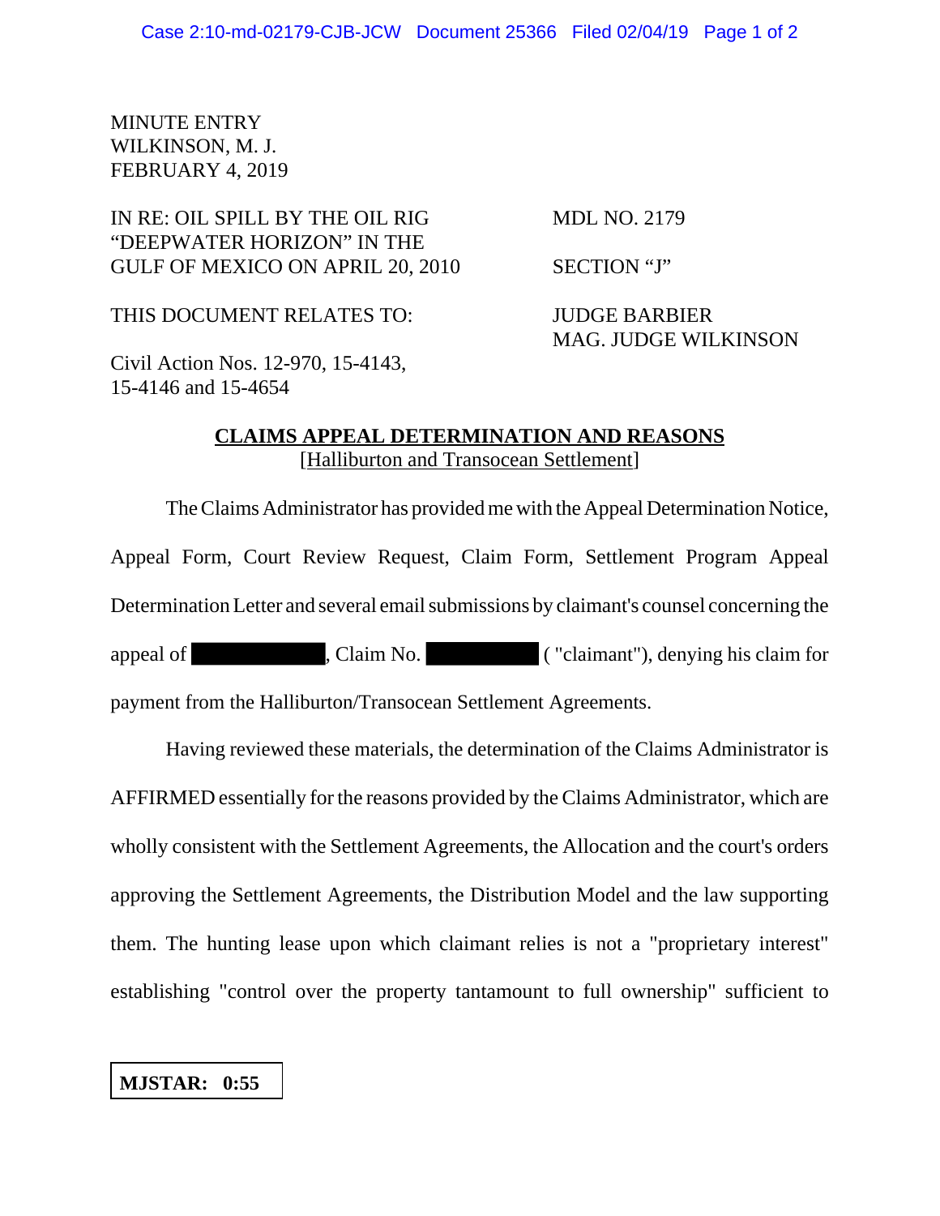MINUTE ENTRY
WILKINSON, M. J.
FEBRUARY 4, 2019

IN RE: OIL SPILL BY THE OIL RIG "DEEPWATER HORIZON" IN THE GULF OF MEXICO ON APRIL 20, 2010

MDL NO. 2179

SECTION "J"

THIS DOCUMENT RELATES TO:

Civil Action Nos. 12-970, 15-4143, 15-4146 and 15-4654

JUDGE BARBIER
MAG. JUDGE WILKINSON

## CLAIMS APPEAL DETERMINATION AND REASONS
[Halliburton and Transocean Settlement]

The Claims Administrator has provided me with the Appeal Determination Notice, Appeal Form, Court Review Request, Claim Form, Settlement Program Appeal Determination Letter and several email submissions by claimant's counsel concerning the appeal of [REDACTED], Claim No. [REDACTED] ( "claimant"), denying his claim for payment from the Halliburton/Transocean Settlement Agreements.

Having reviewed these materials, the determination of the Claims Administrator is AFFIRMED essentially for the reasons provided by the Claims Administrator, which are wholly consistent with the Settlement Agreements, the Allocation and the court's orders approving the Settlement Agreements, the Distribution Model and the law supporting them. The hunting lease upon which claimant relies is not a "proprietary interest" establishing "control over the property tantamount to full ownership" sufficient to

**MJSTAR: 0:55**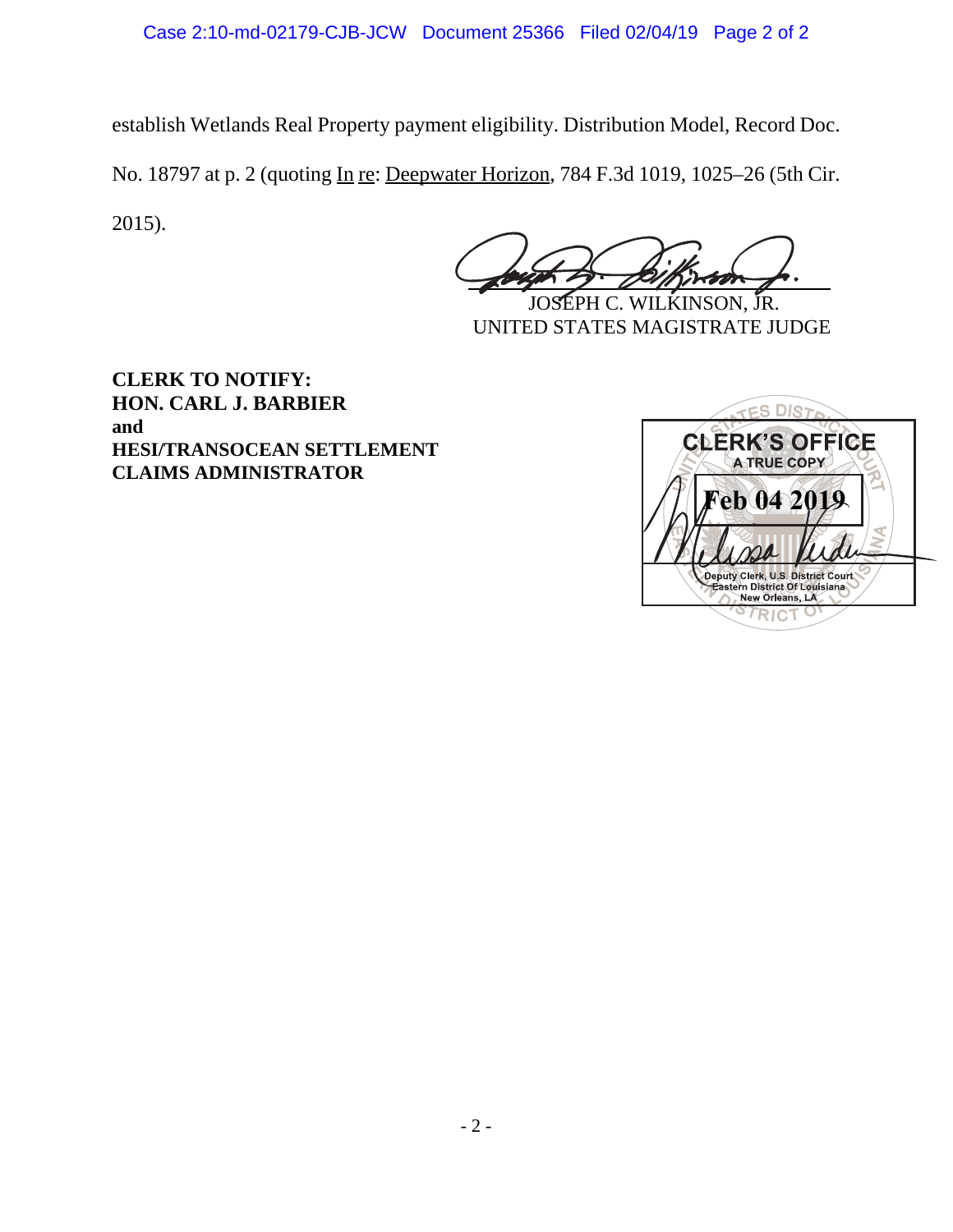establish Wetlands Real Property payment eligibility. Distribution Model, Record Doc. No. 18797 at p. 2 (quoting In re: Deepwater Horizon, 784 F.3d 1019, 1025–26 (5th Cir. 2015).

JOSEPH C. WILKINSON, JR.
UNITED STATES MAGISTRATE JUDGE

**CLERK TO NOTIFY:**
**HON. CARL J. BARBIER**
**and**
**HESI/TRANSOCEAN SETTLEMENT CLAIMS ADMINISTRATOR**

CLERK'S OFFICE
A TRUE COPY
Feb 04 2019
Deputy Clerk, U.S. District Court
Eastern District Of Louisiana
New Orleans, LA